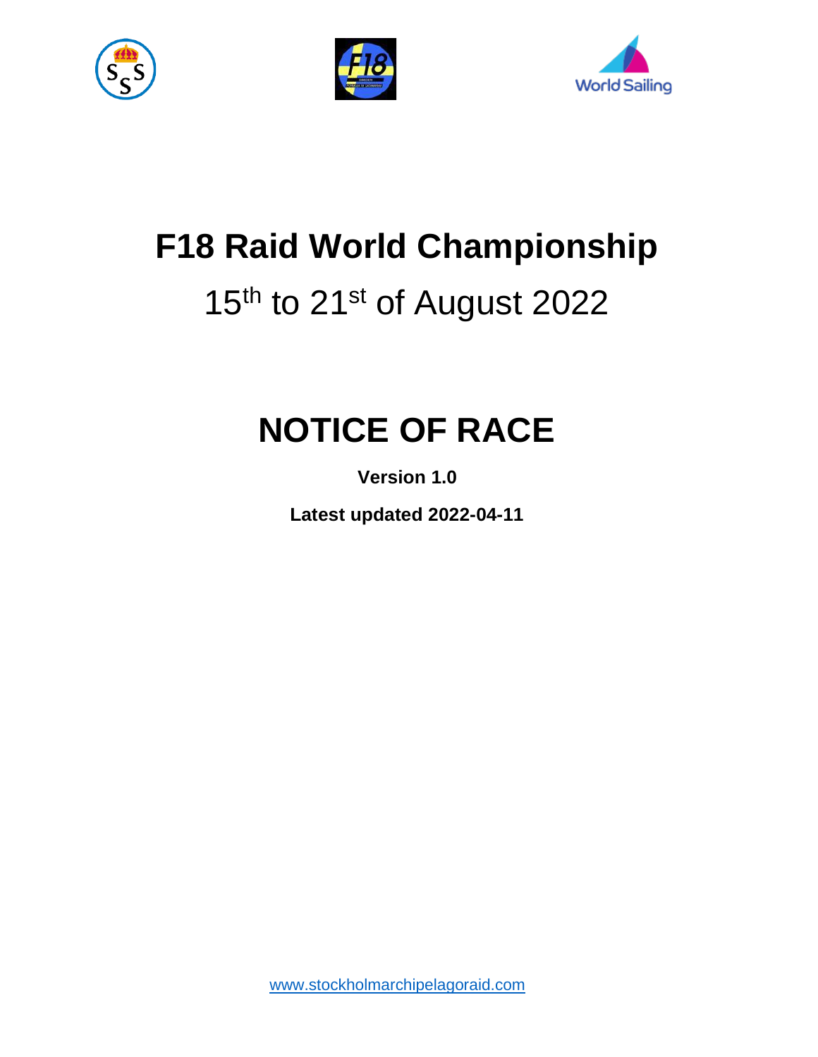# F18 Raid World Championship

15th to 21st of August 2022

# NOTICE OF RACE

**Version 1.0**

**Latest updated 2022-04-11**

www.stockholmarchipelagoraid.com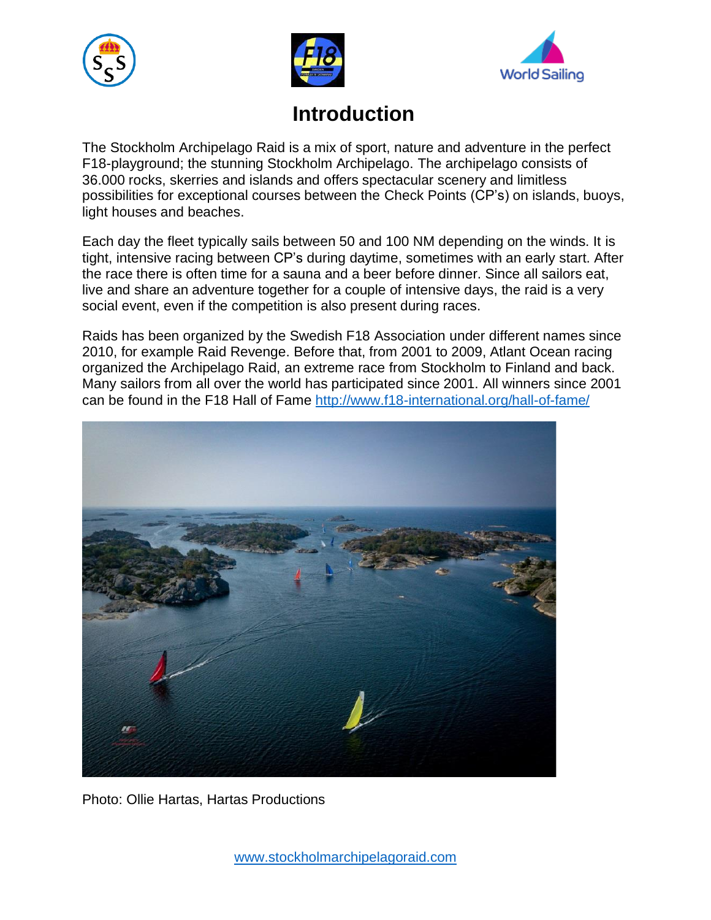# Introduction

The Stockholm Archipelago Raid is a mix of sport, nature and adventure in the perfect F18-playground; the stunning Stockholm Archipelago. The archipelago consists of 36.000 rocks, skerries and islands and offers spectacular scenery and limitless possibilities for exceptional courses between the Check Points (CP's) on islands, buoys, light houses and beaches.

Each day the fleet typically sails between 50 and 100 NM depending on the winds. It is tight, intensive racing between CP's during daytime, sometimes with an early start. After the race there is often time for a sauna and a beer before dinner. Since all sailors eat, live and share an adventure together for a couple of intensive days, the raid is a very social event, even if the competition is also present during races.

Raids has been organized by the Swedish F18 Association under different names since 2010, for example Raid Revenge. Before that, from 2001 to 2009, Atlant Ocean racing organized the Archipelago Raid, an extreme race from Stockholm to Finland and back. Many sailors from all over the world has participated since 2001. All winners since 2001 can be found in the F18 Hall of Fame [http://www.f18-international.org/hall-of-fame/](http://www.f18-international.org/hall-of-fame/)

Photo: Ollie Hartas, Hartas Productions

[www.stockholmarchipelagoraid.com](http://www.stockholmarchipelagoraid.com)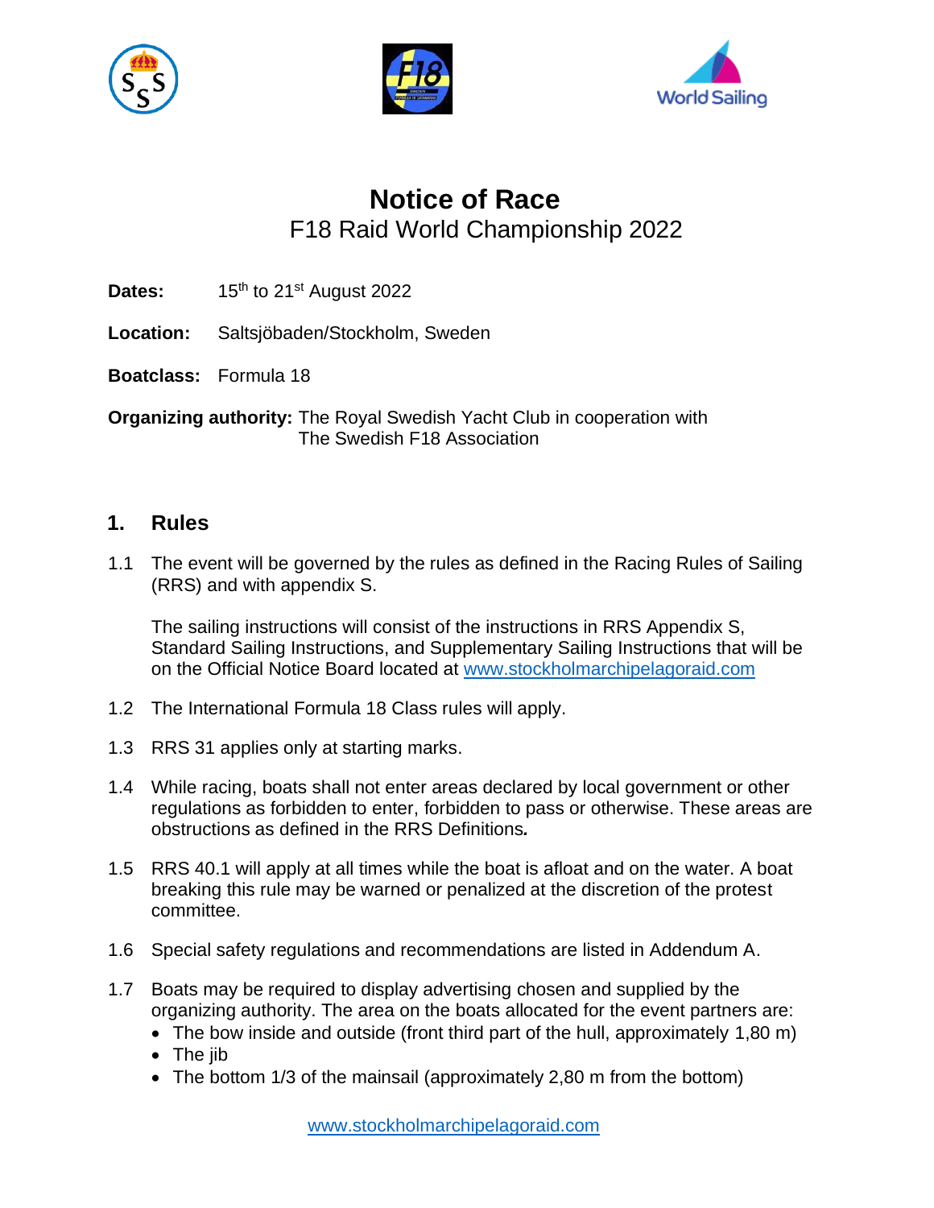# Notice of Race
## F18 Raid World Championship 2022

**Dates:** 15th to 21st August 2022

**Location:** Saltsjöbaden/Stockholm, Sweden

**Boatclass:** Formula 18

**Organizing authority:** The Royal Swedish Yacht Club in cooperation with The Swedish F18 Association

## 1. Rules

1.1 The event will be governed by the rules as defined in the Racing Rules of Sailing (RRS) and with appendix S.

The sailing instructions will consist of the instructions in RRS Appendix S, Standard Sailing Instructions, and Supplementary Sailing Instructions that will be on the Official Notice Board located at [www.stockholmarchipelagoraid.com](http://www.stockholmarchipelagoraid.com)

1.2 The International Formula 18 Class rules will apply.

1.3 RRS 31 applies only at starting marks.

1.4 While racing, boats shall not enter areas declared by local government or other regulations as forbidden to enter, forbidden to pass or otherwise. These areas are obstructions as defined in the RRS Definitions***.***

1.5 RRS 40.1 will apply at all times while the boat is afloat and on the water. A boat breaking this rule may be warned or penalized at the discretion of the protest committee.

1.6 Special safety regulations and recommendations are listed in Addendum A.

1.7 Boats may be required to display advertising chosen and supplied by the organizing authority. The area on the boats allocated for the event partners are:

- The bow inside and outside (front third part of the hull, approximately 1,80 m)
- The jib
- The bottom 1/3 of the mainsail (approximately 2,80 m from the bottom)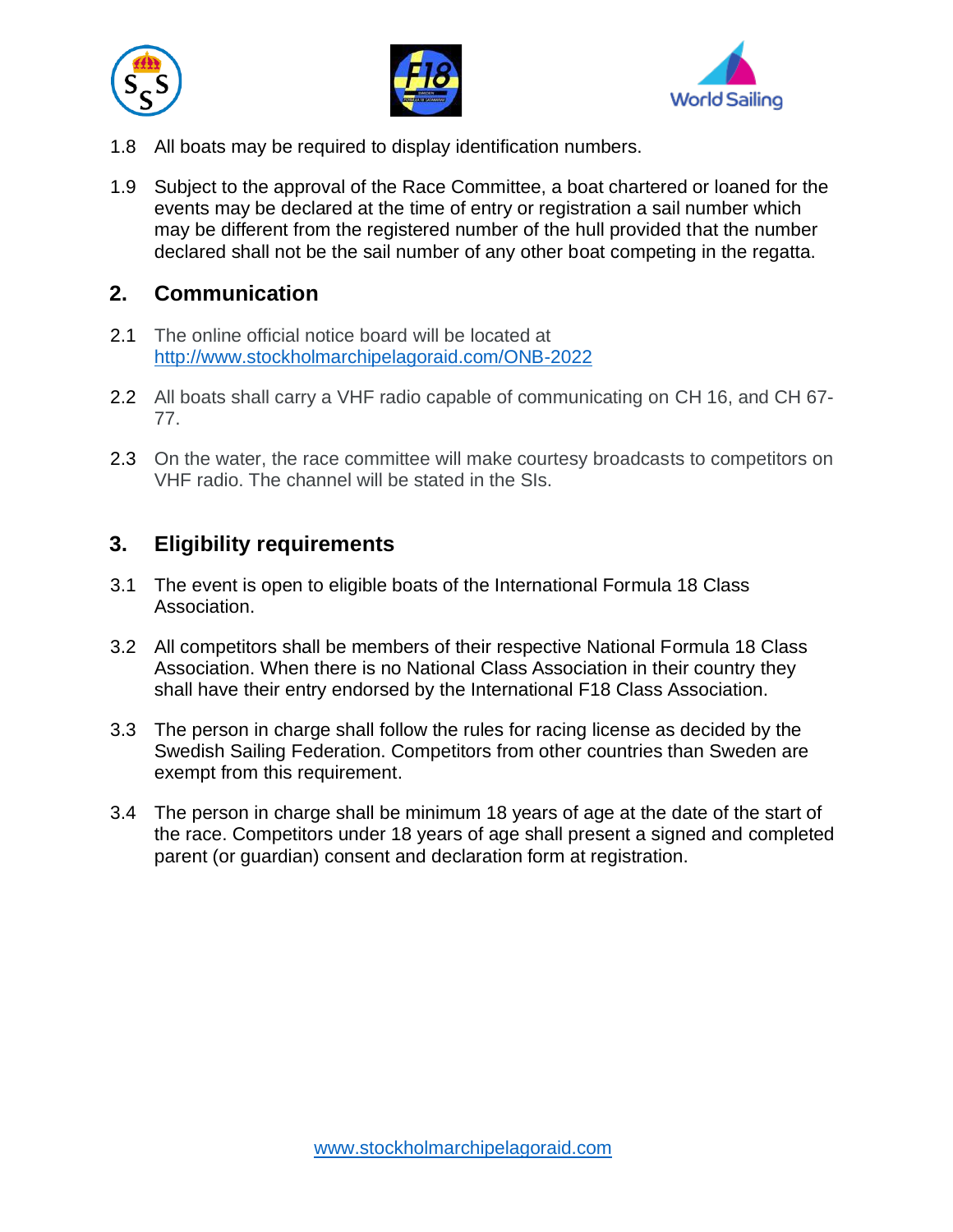1.8 All boats may be required to display identification numbers.

1.9 Subject to the approval of the Race Committee, a boat chartered or loaned for the events may be declared at the time of entry or registration a sail number which may be different from the registered number of the hull provided that the number declared shall not be the sail number of any other boat competing in the regatta.

## 2. Communication

2.1 The online official notice board will be located at [http://www.stockholmarchipelagoraid.com/ONB-2022](http://www.stockholmarchipelagoraid.com/ONB-2022)

2.2 All boats shall carry a VHF radio capable of communicating on CH 16, and CH 67-77.

2.3 On the water, the race committee will make courtesy broadcasts to competitors on VHF radio. The channel will be stated in the SIs.

## 3. Eligibility requirements

3.1 The event is open to eligible boats of the International Formula 18 Class Association.

3.2 All competitors shall be members of their respective National Formula 18 Class Association. When there is no National Class Association in their country they shall have their entry endorsed by the International F18 Class Association.

3.3 The person in charge shall follow the rules for racing license as decided by the Swedish Sailing Federation. Competitors from other countries than Sweden are exempt from this requirement.

3.4 The person in charge shall be minimum 18 years of age at the date of the start of the race. Competitors under 18 years of age shall present a signed and completed parent (or guardian) consent and declaration form at registration.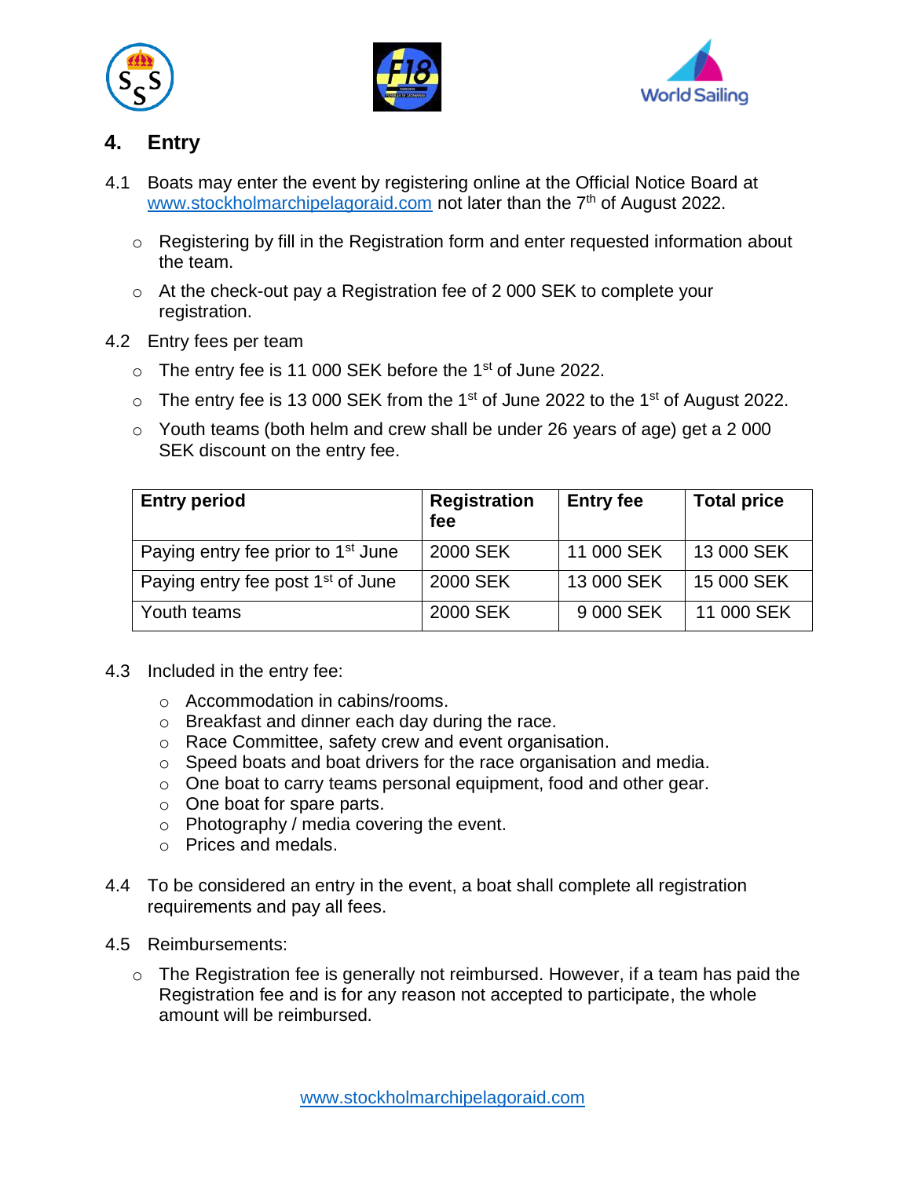## 4. Entry

4.1 Boats may enter the event by registering online at the Official Notice Board at www.stockholmarchipelagoraid.com not later than the 7th of August 2022.

- Registering by fill in the Registration form and enter requested information about the team.
- At the check-out pay a Registration fee of 2 000 SEK to complete your registration.

4.2 Entry fees per team

- The entry fee is 11 000 SEK before the 1st of June 2022.
- The entry fee is 13 000 SEK from the 1st of June 2022 to the 1st of August 2022.
- Youth teams (both helm and crew shall be under 26 years of age) get a 2 000 SEK discount on the entry fee.

| Entry period | Registration fee | Entry fee | Total price |
|---|---|---|---|
| Paying entry fee prior to 1st June | 2000 SEK | 11 000 SEK | 13 000 SEK |
| Paying entry fee post 1st of June | 2000 SEK | 13 000 SEK | 15 000 SEK |
| Youth teams | 2000 SEK | 9 000 SEK | 11 000 SEK |

4.3 Included in the entry fee:

- Accommodation in cabins/rooms.
- Breakfast and dinner each day during the race.
- Race Committee, safety crew and event organisation.
- Speed boats and boat drivers for the race organisation and media.
- One boat to carry teams personal equipment, food and other gear.
- One boat for spare parts.
- Photography / media covering the event.
- Prices and medals.

4.4 To be considered an entry in the event, a boat shall complete all registration requirements and pay all fees.

4.5 Reimbursements:

- The Registration fee is generally not reimbursed. However, if a team has paid the Registration fee and is for any reason not accepted to participate, the whole amount will be reimbursed.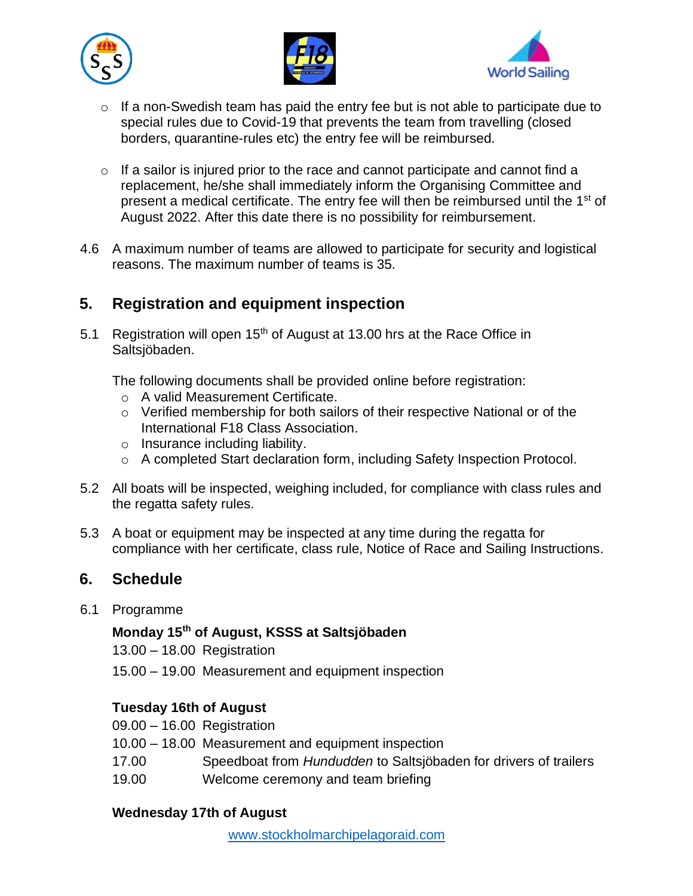- If a non-Swedish team has paid the entry fee but is not able to participate due to special rules due to Covid-19 that prevents the team from travelling (closed borders, quarantine-rules etc) the entry fee will be reimbursed.

- If a sailor is injured prior to the race and cannot participate and cannot find a replacement, he/she shall immediately inform the Organising Committee and present a medical certificate. The entry fee will then be reimbursed until the 1st of August 2022. After this date there is no possibility for reimbursement.

4.6 A maximum number of teams are allowed to participate for security and logistical reasons. The maximum number of teams is 35.

## 5. Registration and equipment inspection

5.1 Registration will open 15th of August at 13.00 hrs at the Race Office in Saltsjöbaden.

The following documents shall be provided online before registration:

- A valid Measurement Certificate.
- Verified membership for both sailors of their respective National or of the International F18 Class Association.
- Insurance including liability.
- A completed Start declaration form, including Safety Inspection Protocol.

5.2 All boats will be inspected, weighing included, for compliance with class rules and the regatta safety rules.

5.3 A boat or equipment may be inspected at any time during the regatta for compliance with her certificate, class rule, Notice of Race and Sailing Instructions.

## 6. Schedule

6.1 Programme

**Monday 15th of August, KSSS at Saltsjöbaden**

13.00 – 18.00 Registration

15.00 – 19.00 Measurement and equipment inspection

**Tuesday 16th of August**

09.00 – 16.00 Registration

10.00 – 18.00 Measurement and equipment inspection

17.00 Speedboat from *Hundudden* to Saltsjöbaden for drivers of trailers

19.00 Welcome ceremony and team briefing

**Wednesday 17th of August**

www.stockholmarchipelagoraid.com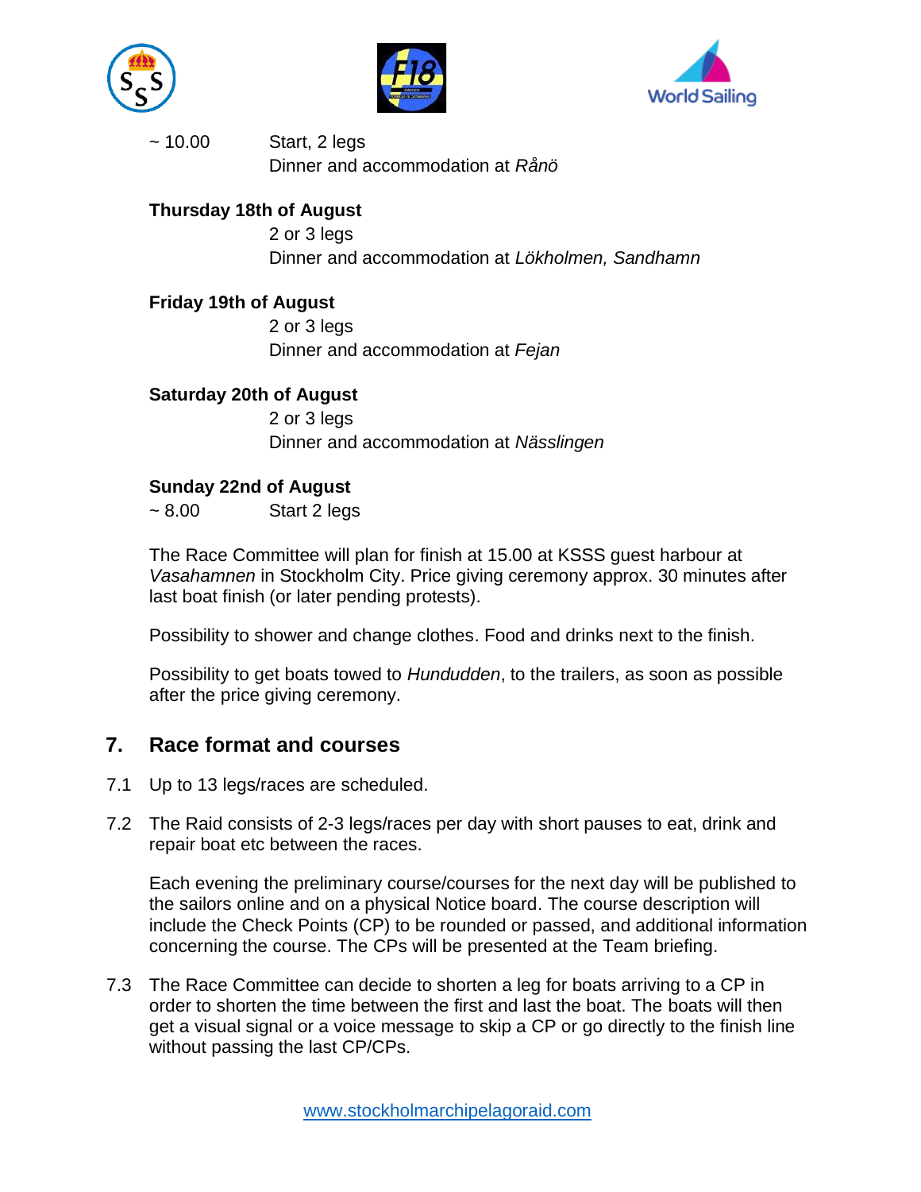~ 10.00 Start, 2 legs
Dinner and accommodation at *Rånö*

**Thursday 18th of August**
2 or 3 legs
Dinner and accommodation at *Lökholmen, Sandhamn*

**Friday 19th of August**
2 or 3 legs
Dinner and accommodation at *Fejan*

**Saturday 20th of August**
2 or 3 legs
Dinner and accommodation at *Nässlingen*

**Sunday 22nd of August**
~ 8.00 Start 2 legs

The Race Committee will plan for finish at 15.00 at KSSS guest harbour at *Vasahamnen* in Stockholm City. Price giving ceremony approx. 30 minutes after last boat finish (or later pending protests).

Possibility to shower and change clothes. Food and drinks next to the finish.

Possibility to get boats towed to *Hundudden*, to the trailers, as soon as possible after the price giving ceremony.

## 7. Race format and courses

7.1 Up to 13 legs/races are scheduled.

7.2 The Raid consists of 2-3 legs/races per day with short pauses to eat, drink and repair boat etc between the races.

Each evening the preliminary course/courses for the next day will be published to the sailors online and on a physical Notice board. The course description will include the Check Points (CP) to be rounded or passed, and additional information concerning the course. The CPs will be presented at the Team briefing.

7.3 The Race Committee can decide to shorten a leg for boats arriving to a CP in order to shorten the time between the first and last the boat. The boats will then get a visual signal or a voice message to skip a CP or go directly to the finish line without passing the last CP/CPs.

www.stockholmarchipelagoraid.com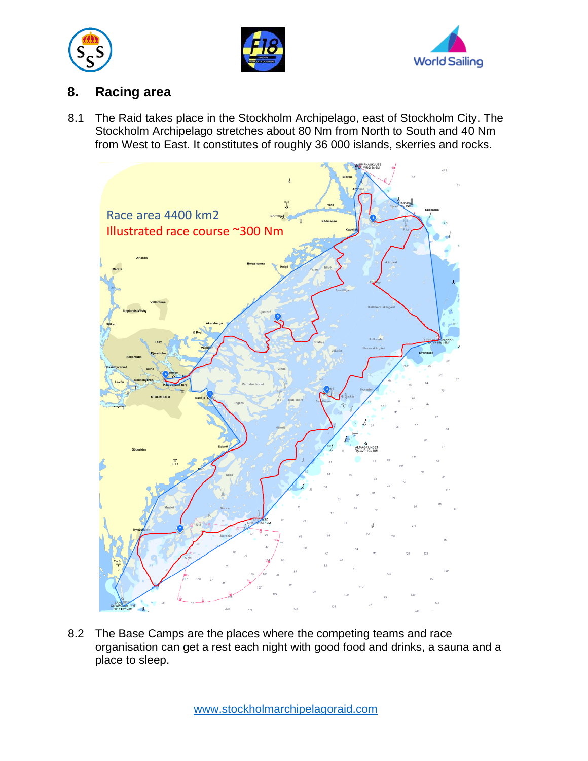## 8. Racing area

8.1 The Raid takes place in the Stockholm Archipelago, east of Stockholm City. The Stockholm Archipelago stretches about 80 Nm from North to South and 40 Nm from West to East. It constitutes of roughly 36 000 islands, skerries and rocks.

Race area 4400 km2

Illustrated race course ~300 Nm

8.2 The Base Camps are the places where the competing teams and race organisation can get a rest each night with good food and drinks, a sauna and a place to sleep.

www.stockholmarchipelagoraid.com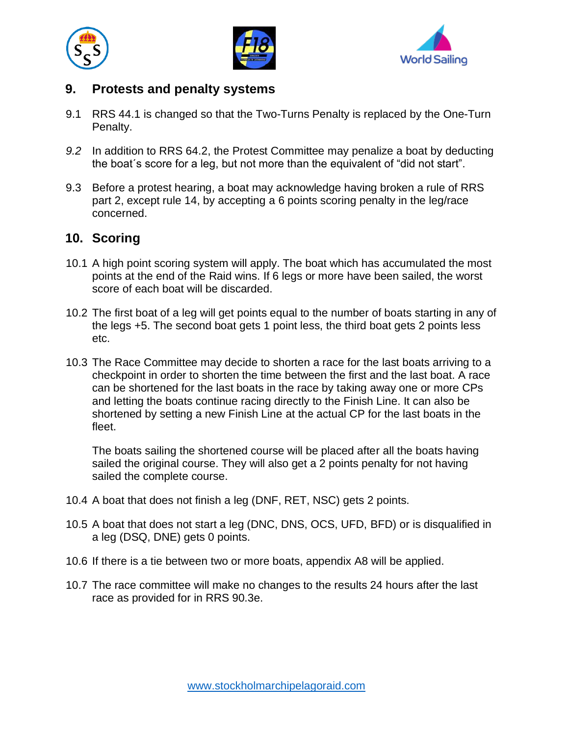## 9. Protests and penalty systems

9.1 RRS 44.1 is changed so that the Two-Turns Penalty is replaced by the One-Turn Penalty.

*9.2* In addition to RRS 64.2, the Protest Committee may penalize a boat by deducting the boat´s score for a leg, but not more than the equivalent of "did not start".

9.3 Before a protest hearing, a boat may acknowledge having broken a rule of RRS part 2, except rule 14, by accepting a 6 points scoring penalty in the leg/race concerned.

## 10. Scoring

10.1 A high point scoring system will apply. The boat which has accumulated the most points at the end of the Raid wins. If 6 legs or more have been sailed, the worst score of each boat will be discarded.

10.2 The first boat of a leg will get points equal to the number of boats starting in any of the legs +5. The second boat gets 1 point less, the third boat gets 2 points less etc.

10.3 The Race Committee may decide to shorten a race for the last boats arriving to a checkpoint in order to shorten the time between the first and the last boat. A race can be shortened for the last boats in the race by taking away one or more CPs and letting the boats continue racing directly to the Finish Line. It can also be shortened by setting a new Finish Line at the actual CP for the last boats in the fleet.

The boats sailing the shortened course will be placed after all the boats having sailed the original course. They will also get a 2 points penalty for not having sailed the complete course.

10.4 A boat that does not finish a leg (DNF, RET, NSC) gets 2 points.

10.5 A boat that does not start a leg (DNC, DNS, OCS, UFD, BFD) or is disqualified in a leg (DSQ, DNE) gets 0 points.

10.6 If there is a tie between two or more boats, appendix A8 will be applied.

10.7 The race committee will make no changes to the results 24 hours after the last race as provided for in RRS 90.3e.

www.stockholmarchipelagoraid.com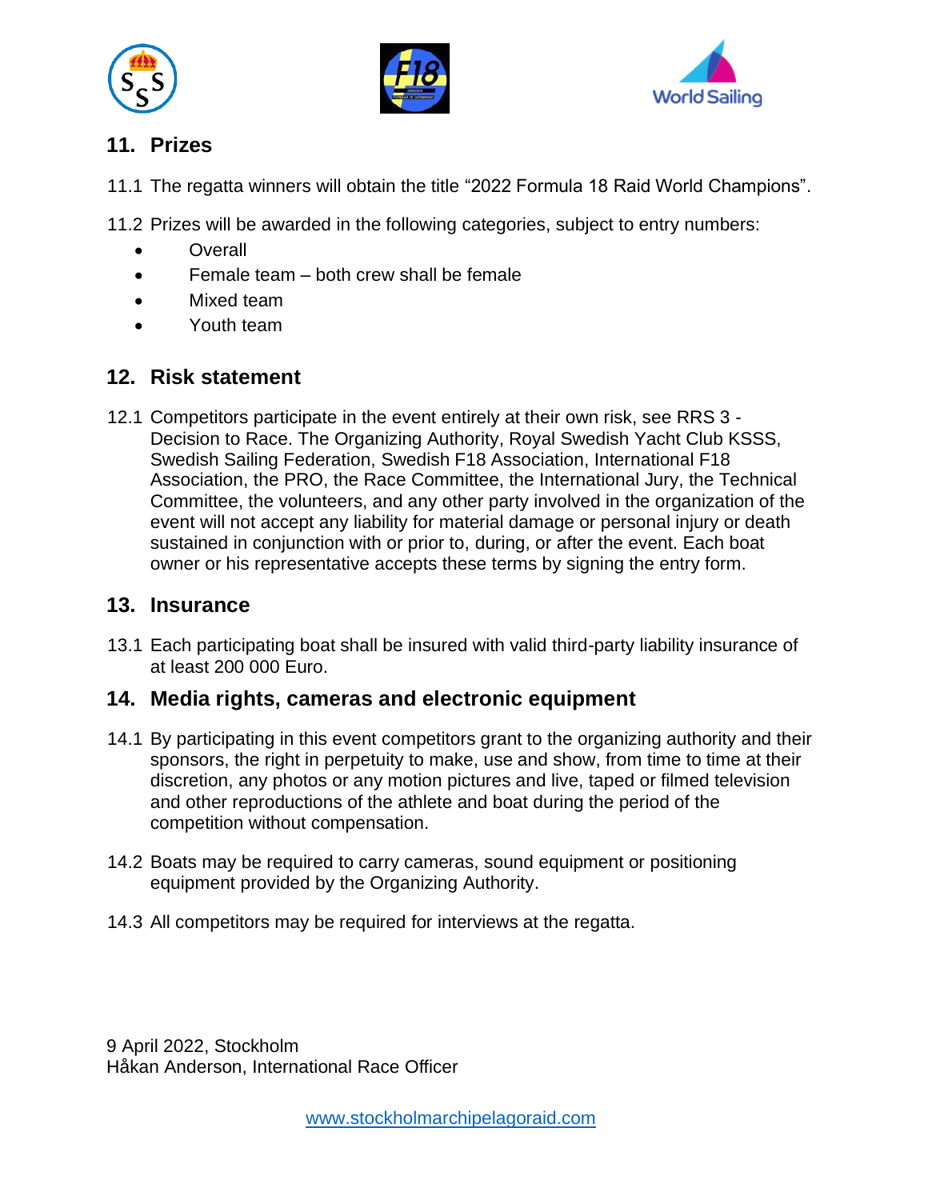## 11. Prizes

11.1 The regatta winners will obtain the title "2022 Formula 18 Raid World Champions".

11.2 Prizes will be awarded in the following categories, subject to entry numbers:

- Overall
- Female team – both crew shall be female
- Mixed team
- Youth team

## 12. Risk statement

12.1 Competitors participate in the event entirely at their own risk, see RRS 3 - Decision to Race. The Organizing Authority, Royal Swedish Yacht Club KSSS, Swedish Sailing Federation, Swedish F18 Association, International F18 Association, the PRO, the Race Committee, the International Jury, the Technical Committee, the volunteers, and any other party involved in the organization of the event will not accept any liability for material damage or personal injury or death sustained in conjunction with or prior to, during, or after the event. Each boat owner or his representative accepts these terms by signing the entry form.

## 13. Insurance

13.1 Each participating boat shall be insured with valid third-party liability insurance of at least 200 000 Euro.

## 14. Media rights, cameras and electronic equipment

14.1 By participating in this event competitors grant to the organizing authority and their sponsors, the right in perpetuity to make, use and show, from time to time at their discretion, any photos or any motion pictures and live, taped or filmed television and other reproductions of the athlete and boat during the period of the competition without compensation.

14.2 Boats may be required to carry cameras, sound equipment or positioning equipment provided by the Organizing Authority.

14.3 All competitors may be required for interviews at the regatta.

9 April 2022, Stockholm
Håkan Anderson, International Race Officer

www.stockholmarchipelagoraid.com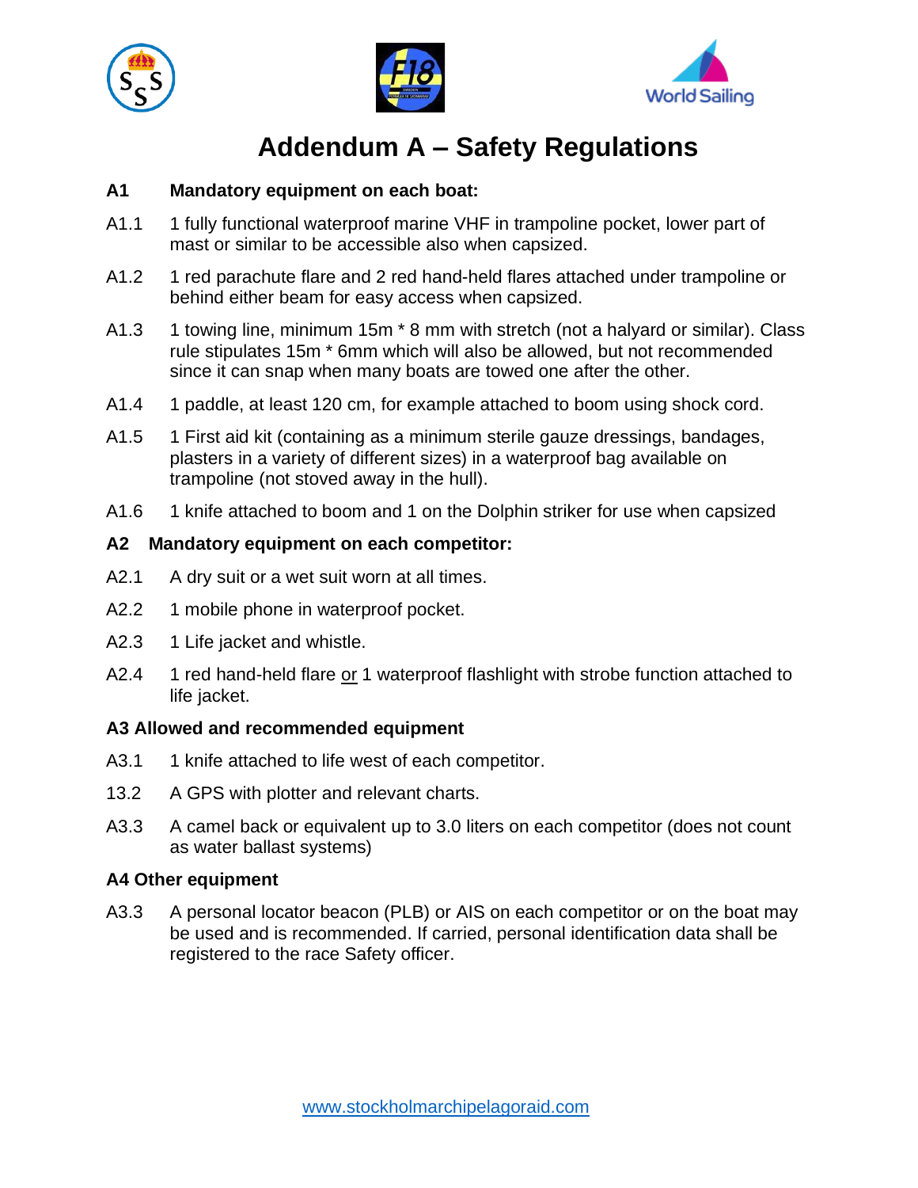# Addendum A – Safety Regulations

**A1 Mandatory equipment on each boat:**

A1.1 1 fully functional waterproof marine VHF in trampoline pocket, lower part of mast or similar to be accessible also when capsized.

A1.2 1 red parachute flare and 2 red hand-held flares attached under trampoline or behind either beam for easy access when capsized.

A1.3 1 towing line, minimum 15m * 8 mm with stretch (not a halyard or similar). Class rule stipulates 15m * 6mm which will also be allowed, but not recommended since it can snap when many boats are towed one after the other.

A1.4 1 paddle, at least 120 cm, for example attached to boom using shock cord.

A1.5 1 First aid kit (containing as a minimum sterile gauze dressings, bandages, plasters in a variety of different sizes) in a waterproof bag available on trampoline (not stoved away in the hull).

A1.6 1 knife attached to boom and 1 on the Dolphin striker for use when capsized

**A2 Mandatory equipment on each competitor:**

A2.1 A dry suit or a wet suit worn at all times.

A2.2 1 mobile phone in waterproof pocket.

A2.3 1 Life jacket and whistle.

A2.4 1 red hand-held flare <u>or</u> 1 waterproof flashlight with strobe function attached to life jacket.

**A3 Allowed and recommended equipment**

A3.1 1 knife attached to life west of each competitor.

13.2 A GPS with plotter and relevant charts.

A3.3 A camel back or equivalent up to 3.0 liters on each competitor (does not count as water ballast systems)

**A4 Other equipment**

A3.3 A personal locator beacon (PLB) or AIS on each competitor or on the boat may be used and is recommended. If carried, personal identification data shall be registered to the race Safety officer.

www.stockholmarchipelagoraid.com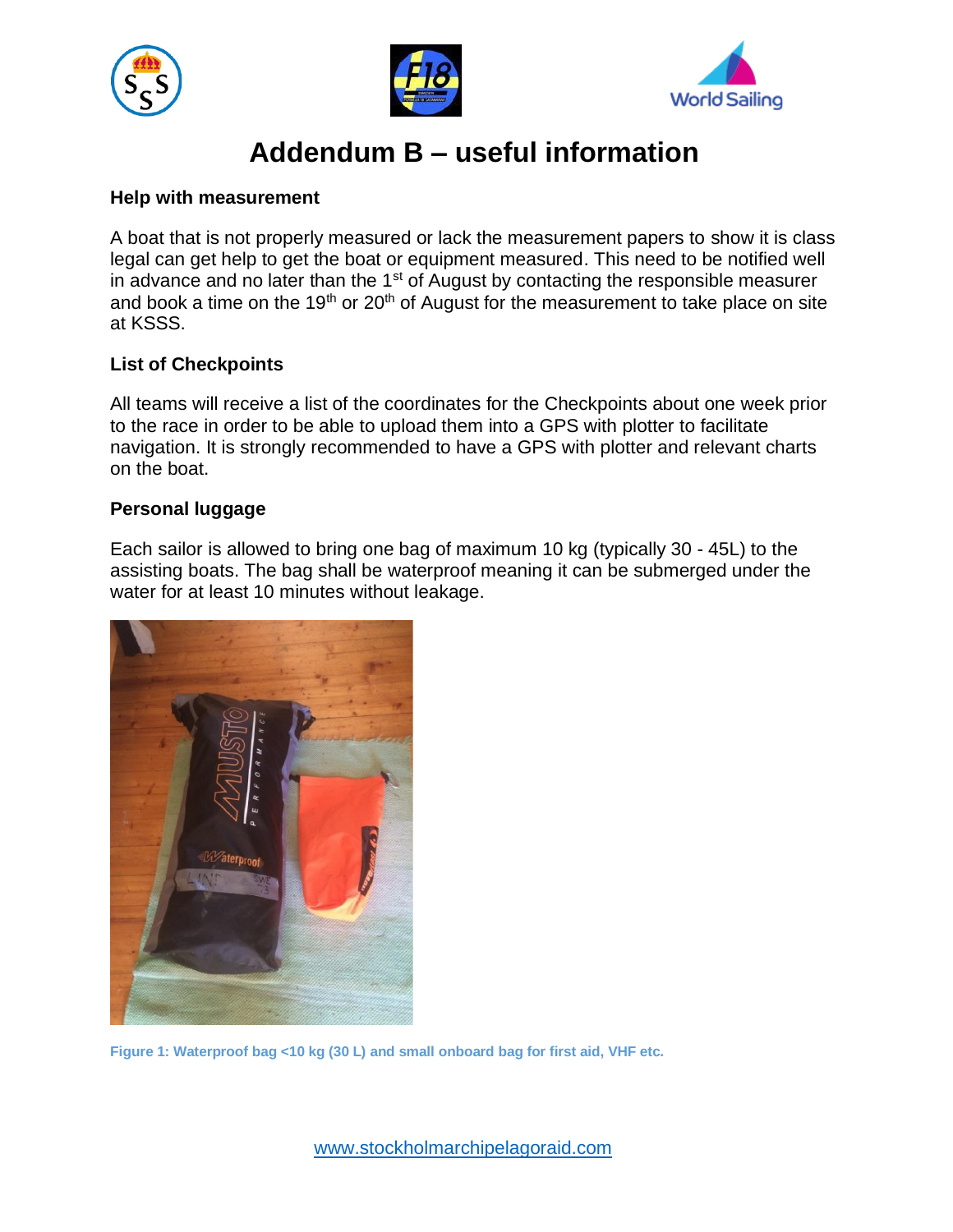# Addendum B – useful information

**Help with measurement**

A boat that is not properly measured or lack the measurement papers to show it is class legal can get help to get the boat or equipment measured. This need to be notified well in advance and no later than the 1st of August by contacting the responsible measurer and book a time on the 19th or 20th of August for the measurement to take place on site at KSSS.

**List of Checkpoints**

All teams will receive a list of the coordinates for the Checkpoints about one week prior to the race in order to be able to upload them into a GPS with plotter to facilitate navigation. It is strongly recommended to have a GPS with plotter and relevant charts on the boat.

**Personal luggage**

Each sailor is allowed to bring one bag of maximum 10 kg (typically 30 - 45L) to the assisting boats. The bag shall be waterproof meaning it can be submerged under the water for at least 10 minutes without leakage.

Figure 1: Waterproof bag <10 kg (30 L) and small onboard bag for first aid, VHF etc.

www.stockholmarchipelagoraid.com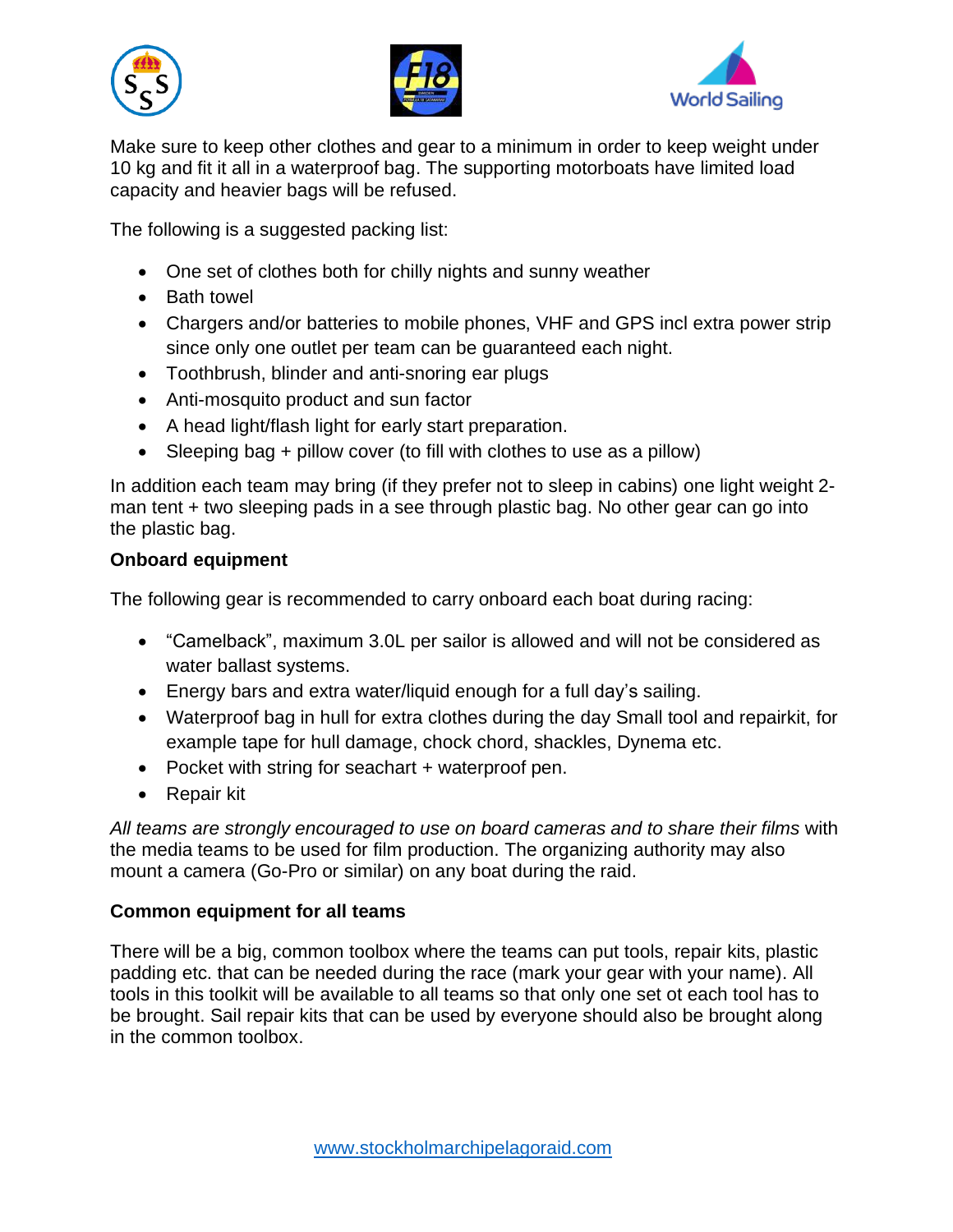Make sure to keep other clothes and gear to a minimum in order to keep weight under 10 kg and fit it all in a waterproof bag. The supporting motorboats have limited load capacity and heavier bags will be refused.

The following is a suggested packing list:

- One set of clothes both for chilly nights and sunny weather
- Bath towel
- Chargers and/or batteries to mobile phones, VHF and GPS incl extra power strip since only one outlet per team can be guaranteed each night.
- Toothbrush, blinder and anti-snoring ear plugs
- Anti-mosquito product and sun factor
- A head light/flash light for early start preparation.
- Sleeping bag + pillow cover (to fill with clothes to use as a pillow)

In addition each team may bring (if they prefer not to sleep in cabins) one light weight 2-man tent + two sleeping pads in a see through plastic bag. No other gear can go into the plastic bag.

**Onboard equipment**

The following gear is recommended to carry onboard each boat during racing:

- "Camelback", maximum 3.0L per sailor is allowed and will not be considered as water ballast systems.
- Energy bars and extra water/liquid enough for a full day's sailing.
- Waterproof bag in hull for extra clothes during the day Small tool and repairkit, for example tape for hull damage, chock chord, shackles, Dynema etc.
- Pocket with string for seachart + waterproof pen.
- Repair kit

*All teams are strongly encouraged to use on board cameras and to share their films* with the media teams to be used for film production. The organizing authority may also mount a camera (Go-Pro or similar) on any boat during the raid.

**Common equipment for all teams**

There will be a big, common toolbox where the teams can put tools, repair kits, plastic padding etc. that can be needed during the race (mark your gear with your name). All tools in this toolkit will be available to all teams so that only one set ot each tool has to be brought. Sail repair kits that can be used by everyone should also be brought along in the common toolbox.

www.stockholmarchipelagoraid.com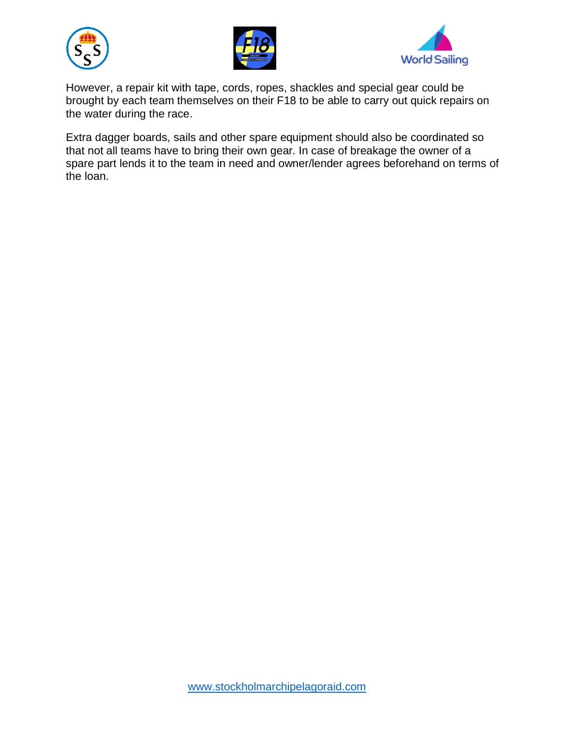However, a repair kit with tape, cords, ropes, shackles and special gear could be brought by each team themselves on their F18 to be able to carry out quick repairs on the water during the race.

Extra dagger boards, sails and other spare equipment should also be coordinated so that not all teams have to bring their own gear. In case of breakage the owner of a spare part lends it to the team in need and owner/lender agrees beforehand on terms of the loan.